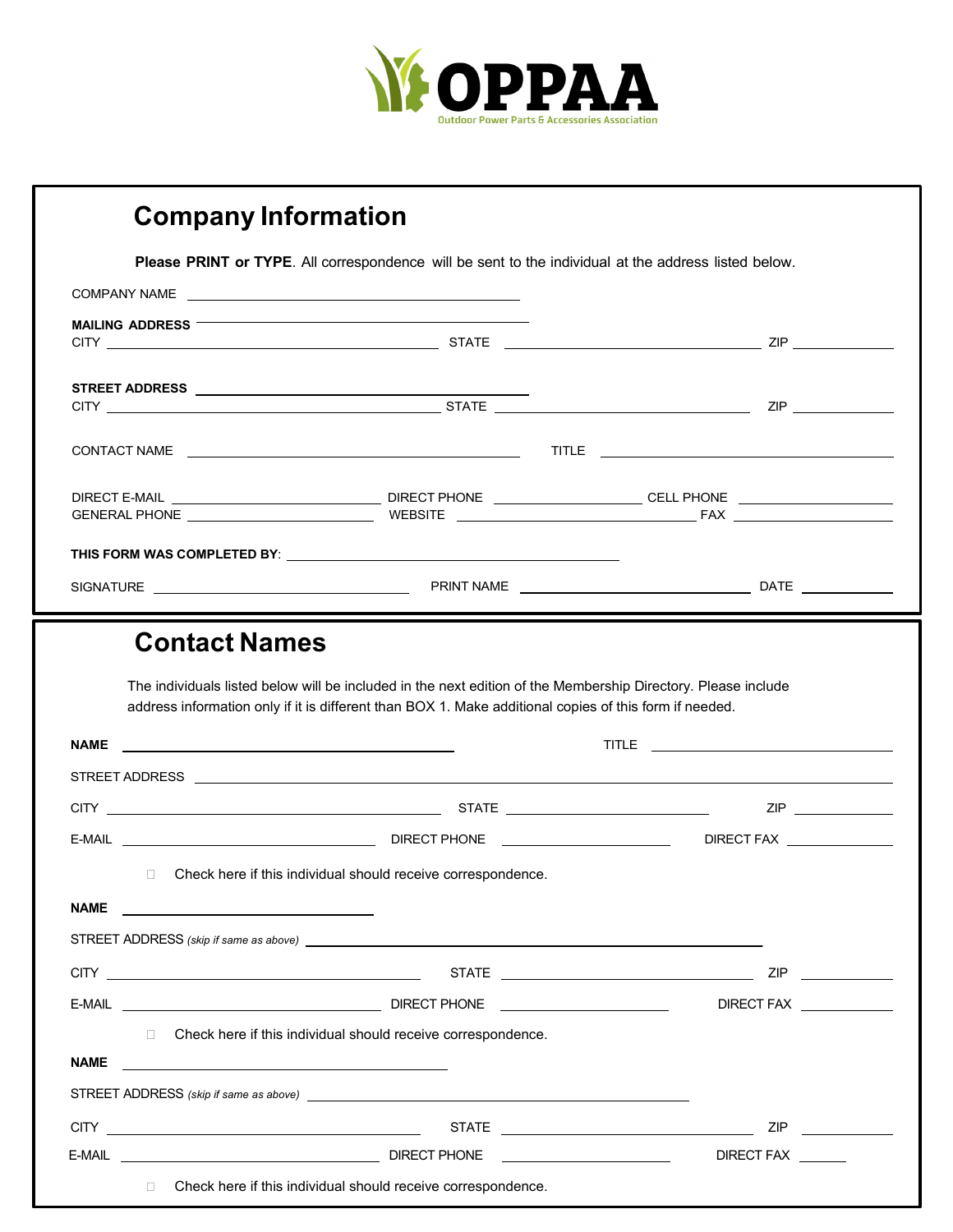**OPPAA**
Outdoor Power Parts & Accessories Association

## Company Information

**Please PRINT or TYPE**. All correspondence will be sent to the individual at the address listed below.

COMPANY NAME ____________________

**MAILING ADDRESS** ____________________
CITY ____________________ STATE ____________________ ZIP __________

**STREET ADDRESS** ____________________
CITY ____________________ STATE ____________________ ZIP __________

CONTACT NAME ____________________ TITLE ____________________

DIRECT E-MAIL ____________________ DIRECT PHONE ____________________ CELL PHONE ____________________
GENERAL PHONE ____________________ WEBSITE ____________________ FAX ____________________

**THIS FORM WAS COMPLETED BY**: ____________________

SIGNATURE ____________________ PRINT NAME ____________________ DATE __________

## Contact Names

The individuals listed below will be included in the next edition of the Membership Directory. Please include address information only if it is different than BOX 1. Make additional copies of this form if needed.

**NAME** ____________________ TITLE ____________________

STREET ADDRESS ____________________

CITY ____________________ STATE ____________________ ZIP __________

E-MAIL ____________________ DIRECT PHONE ____________________ DIRECT FAX __________

☐ Check here if this individual should receive correspondence.

**NAME** ____________________

STREET ADDRESS *(skip if same as above)* ____________________

CITY ____________________ STATE ____________________ ZIP __________

E-MAIL ____________________ DIRECT PHONE ____________________ DIRECT FAX __________

☐ Check here if this individual should receive correspondence.

**NAME** ____________________

STREET ADDRESS *(skip if same as above)* ____________________

CITY ____________________ STATE ____________________ ZIP __________

E-MAIL ____________________ DIRECT PHONE ____________________ DIRECT FAX __________

☐ Check here if this individual should receive correspondence.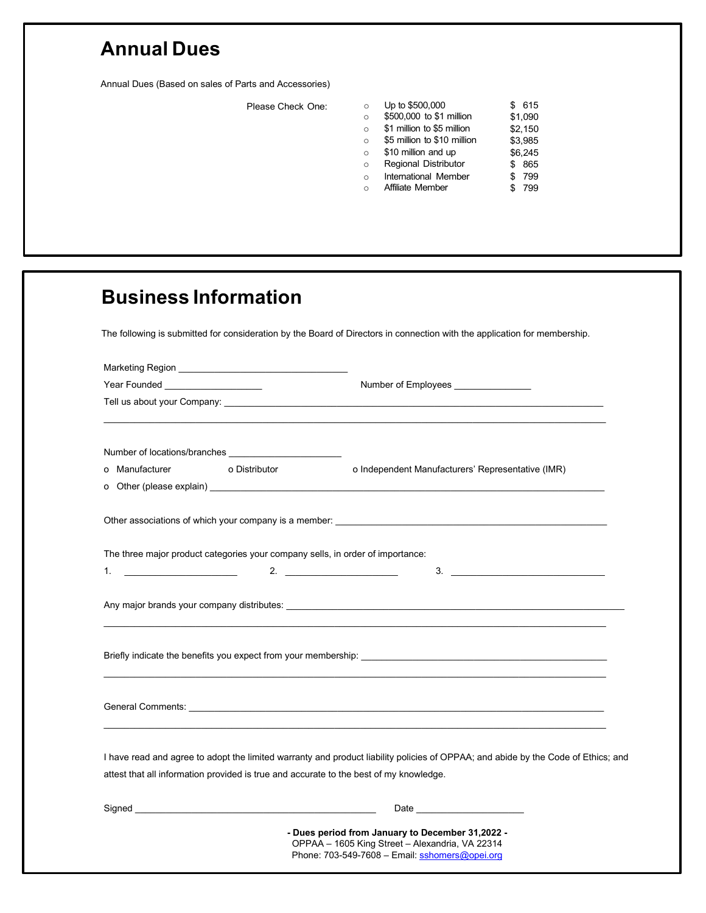## Annual Dues

Annual Dues (Based on sales of Parts and Accessories)

Please Check One:

| | | |
|---|---|---|
| ○ | Up to $500,000 | $ 615 |
| ○ | $500,000 to $1 million | $1,090 |
| ○ | $1 million to $5 million | $2,150 |
| ○ | $5 million to $10 million | $3,985 |
| ○ | $10 million and up | $6,245 |
| ○ | Regional Distributor | $ 865 |
| ○ | International Member | $ 799 |
| ○ | Affiliate Member | $ 799 |

## Business Information

The following is submitted for consideration by the Board of Directors in connection with the application for membership.

Marketing Region ________________________________

Year Founded ___________________ Number of Employees _______________

Tell us about your Company: ______________________________________________________________________________

______________________________________________________________________________________________________

Number of locations/branches ______________________

o Manufacturer o Distributor o Independent Manufacturers' Representative (IMR)

o Other (please explain) ______________________________________________________________________________

Other associations of which your company is a member: _____________________________________________________

The three major product categories your company sells, in order of importance:

1. ______________________ 2. ______________________ 3. ______________________________

Any major brands your company distributes: _______________________________________________________________

______________________________________________________________________________________________________

Briefly indicate the benefits you expect from your membership: ________________________________________________

______________________________________________________________________________________________________

General Comments: ________________________________________________________________________________

______________________________________________________________________________________________________

I have read and agree to adopt the limited warranty and product liability policies of OPPAA; and abide by the Code of Ethics; and attest that all information provided is true and accurate to the best of my knowledge.

Signed _______________________________________________ Date _____________________

**- Dues period from January to December 31,2022 -**

OPPAA – 1605 King Street – Alexandria, VA 22314

Phone: 703-549-7608 – Email: sshomers@opei.org